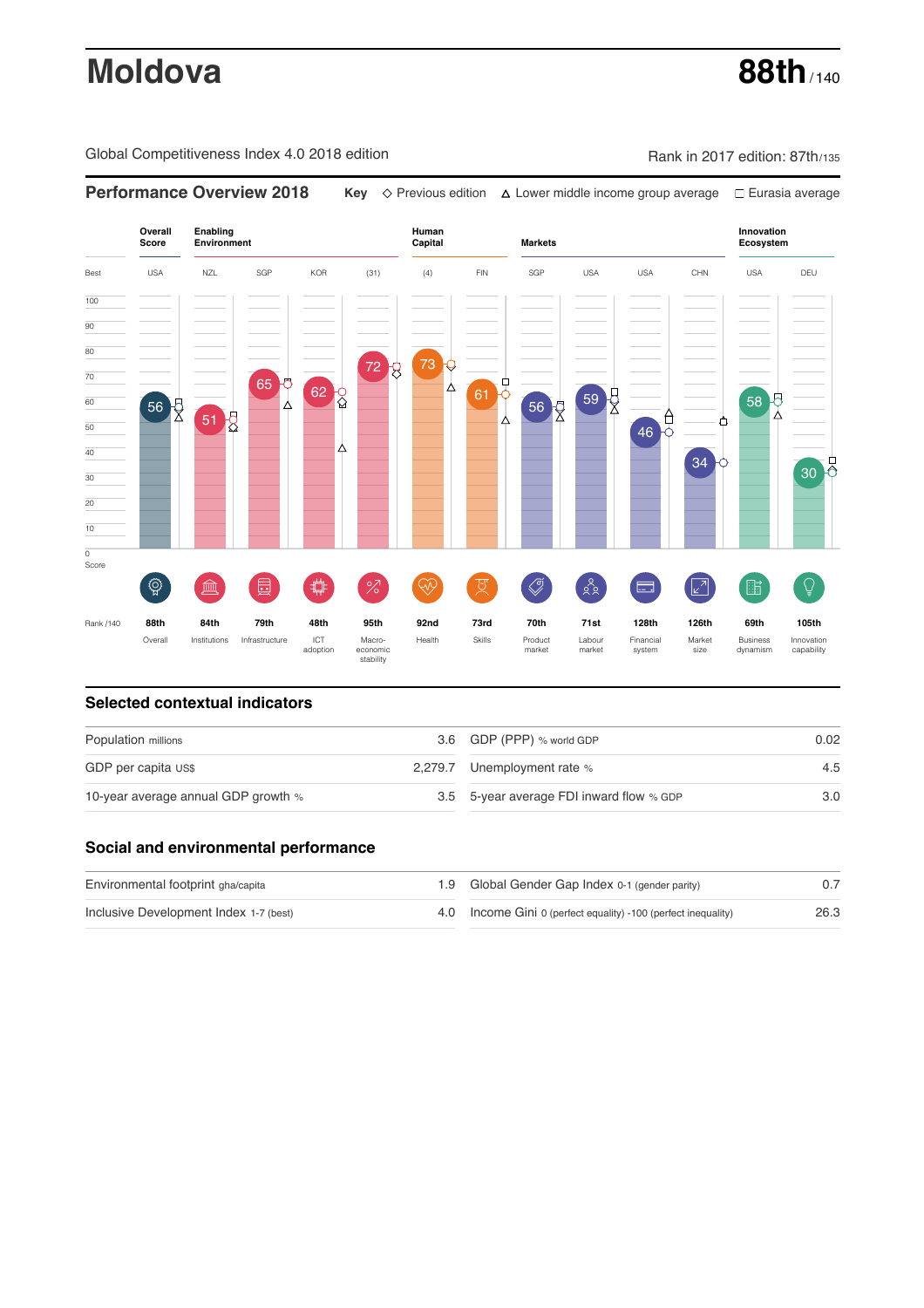# Moldova

**88th** / 140

Global Competitiveness Index 4.0 2018 edition

Rank in 2017 edition: 87th/135

## Performance Overview 2018

Key ◇ Previous edition △ Lower middle income group average □ Eurasia average

| | Overall Score | Enabling Environment | | | | Human Capital | | Markets | | | | Innovation Ecosystem | |
|---|---|---|---|---|---|---|---|---|---|---|---|---|---|
| Best | USA | NZL | SGP | KOR | (31) | (4) | FIN | SGP | USA | USA | CHN | USA | DEU |
| Score | 56 | 51 | 65 | 62 | 72 | 73 | 61 | 56 | 59 | 46 | 34 | 58 | 30 |
| Rank /140 | 88th | 84th | 79th | 48th | 95th | 92nd | 73rd | 70th | 71st | 128th | 126th | 69th | 105th |
| | Overall | Institutions | Infrastructure | ICT adoption | Macro-economic stability | Health | Skills | Product market | Labour market | Financial system | Market size | Business dynamism | Innovation capability |

## Selected contextual indicators

| | | | |
|---|---|---|---|
| Population millions | 3.6 | GDP (PPP) % world GDP | 0.02 |
| GDP per capita US$ | 2,279.7 | Unemployment rate % | 4.5 |
| 10-year average annual GDP growth % | 3.5 | 5-year average FDI inward flow % GDP | 3.0 |

## Social and environmental performance

| | | | |
|---|---|---|---|
| Environmental footprint gha/capita | 1.9 | Global Gender Gap Index 0-1 (gender parity) | 0.7 |
| Inclusive Development Index 1-7 (best) | 4.0 | Income Gini 0 (perfect equality) -100 (perfect inequality) | 26.3 |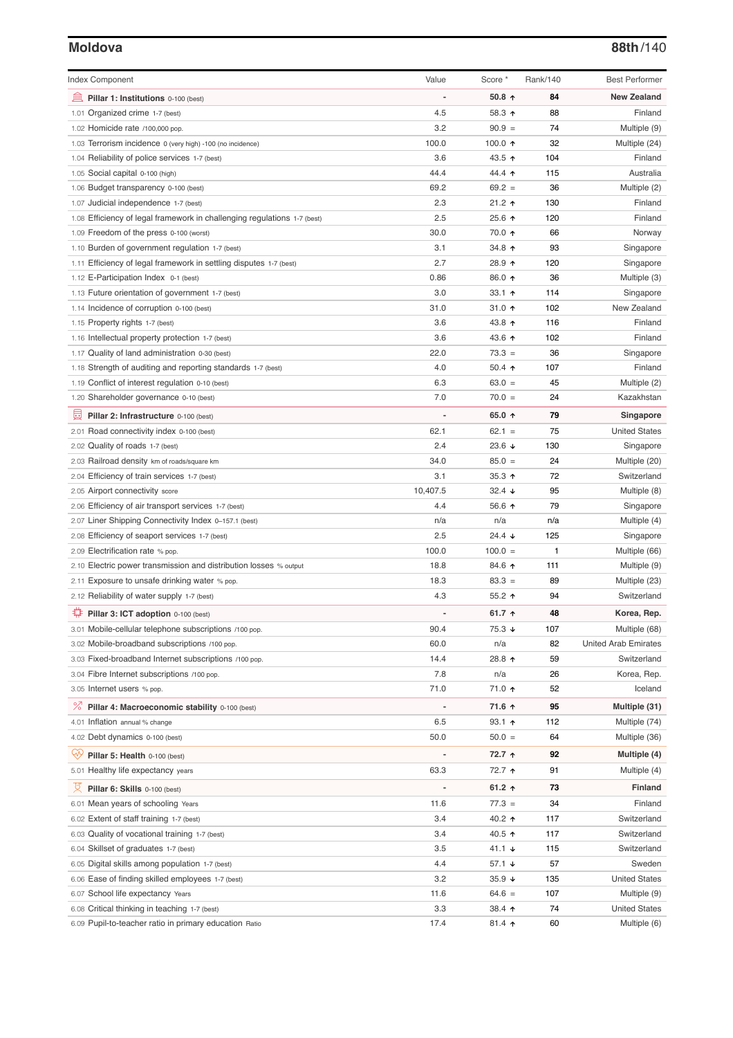## Moldova

**88th/140**

| Index Component | Value | Score * | Rank/140 | Best Performer |
|---|---|---|---|---|
| **Pillar 1: Institutions** 0-100 (best) | - | **50.8 ↑** | **84** | **New Zealand** |
| 1.01 Organized crime 1-7 (best) | 4.5 | 58.3 ↑ | 88 | Finland |
| 1.02 Homicide rate /100,000 pop. | 3.2 | 90.9 = | 74 | Multiple (9) |
| 1.03 Terrorism incidence 0 (very high) -100 (no incidence) | 100.0 | 100.0 ↑ | 32 | Multiple (24) |
| 1.04 Reliability of police services 1-7 (best) | 3.6 | 43.5 ↑ | 104 | Finland |
| 1.05 Social capital 0-100 (high) | 44.4 | 44.4 ↑ | 115 | Australia |
| 1.06 Budget transparency 0-100 (best) | 69.2 | 69.2 = | 36 | Multiple (2) |
| 1.07 Judicial independence 1-7 (best) | 2.3 | 21.2 ↑ | 130 | Finland |
| 1.08 Efficiency of legal framework in challenging regulations 1-7 (best) | 2.5 | 25.6 ↑ | 120 | Finland |
| 1.09 Freedom of the press 0-100 (worst) | 30.0 | 70.0 ↑ | 66 | Norway |
| 1.10 Burden of government regulation 1-7 (best) | 3.1 | 34.8 ↑ | 93 | Singapore |
| 1.11 Efficiency of legal framework in settling disputes 1-7 (best) | 2.7 | 28.9 ↑ | 120 | Singapore |
| 1.12 E-Participation Index 0-1 (best) | 0.86 | 86.0 ↑ | 36 | Multiple (3) |
| 1.13 Future orientation of government 1-7 (best) | 3.0 | 33.1 ↑ | 114 | Singapore |
| 1.14 Incidence of corruption 0-100 (best) | 31.0 | 31.0 ↑ | 102 | New Zealand |
| 1.15 Property rights 1-7 (best) | 3.6 | 43.8 ↑ | 116 | Finland |
| 1.16 Intellectual property protection 1-7 (best) | 3.6 | 43.6 ↑ | 102 | Finland |
| 1.17 Quality of land administration 0-30 (best) | 22.0 | 73.3 = | 36 | Singapore |
| 1.18 Strength of auditing and reporting standards 1-7 (best) | 4.0 | 50.4 ↑ | 107 | Finland |
| 1.19 Conflict of interest regulation 0-10 (best) | 6.3 | 63.0 = | 45 | Multiple (2) |
| 1.20 Shareholder governance 0-10 (best) | 7.0 | 70.0 = | 24 | Kazakhstan |
| **Pillar 2: Infrastructure** 0-100 (best) | - | **65.0 ↑** | **79** | **Singapore** |
| 2.01 Road connectivity index 0-100 (best) | 62.1 | 62.1 = | 75 | United States |
| 2.02 Quality of roads 1-7 (best) | 2.4 | 23.6 ↓ | 130 | Singapore |
| 2.03 Railroad density km of roads/square km | 34.0 | 85.0 = | 24 | Multiple (20) |
| 2.04 Efficiency of train services 1-7 (best) | 3.1 | 35.3 ↑ | 72 | Switzerland |
| 2.05 Airport connectivity score | 10,407.5 | 32.4 ↓ | 95 | Multiple (8) |
| 2.06 Efficiency of air transport services 1-7 (best) | 4.4 | 56.6 ↑ | 79 | Singapore |
| 2.07 Liner Shipping Connectivity Index 0–157.1 (best) | n/a | n/a | n/a | Multiple (4) |
| 2.08 Efficiency of seaport services 1-7 (best) | 2.5 | 24.4 ↓ | 125 | Singapore |
| 2.09 Electrification rate % pop. | 100.0 | 100.0 = | 1 | Multiple (66) |
| 2.10 Electric power transmission and distribution losses % output | 18.8 | 84.6 ↑ | 111 | Multiple (9) |
| 2.11 Exposure to unsafe drinking water % pop. | 18.3 | 83.3 = | 89 | Multiple (23) |
| 2.12 Reliability of water supply 1-7 (best) | 4.3 | 55.2 ↑ | 94 | Switzerland |
| **Pillar 3: ICT adoption** 0-100 (best) | - | **61.7 ↑** | **48** | **Korea, Rep.** |
| 3.01 Mobile-cellular telephone subscriptions /100 pop. | 90.4 | 75.3 ↓ | 107 | Multiple (68) |
| 3.02 Mobile-broadband subscriptions /100 pop. | 60.0 | n/a | 82 | United Arab Emirates |
| 3.03 Fixed-broadband Internet subscriptions /100 pop. | 14.4 | 28.8 ↑ | 59 | Switzerland |
| 3.04 Fibre Internet subscriptions /100 pop. | 7.8 | n/a | 26 | Korea, Rep. |
| 3.05 Internet users % pop. | 71.0 | 71.0 ↑ | 52 | Iceland |
| **Pillar 4: Macroeconomic stability** 0-100 (best) | - | **71.6 ↑** | **95** | **Multiple (31)** |
| 4.01 Inflation annual % change | 6.5 | 93.1 ↑ | 112 | Multiple (74) |
| 4.02 Debt dynamics 0-100 (best) | 50.0 | 50.0 = | 64 | Multiple (36) |
| **Pillar 5: Health** 0-100 (best) | - | **72.7 ↑** | **92** | **Multiple (4)** |
| 5.01 Healthy life expectancy years | 63.3 | 72.7 ↑ | 91 | Multiple (4) |
| **Pillar 6: Skills** 0-100 (best) | - | **61.2 ↑** | **73** | **Finland** |
| 6.01 Mean years of schooling Years | 11.6 | 77.3 = | 34 | Finland |
| 6.02 Extent of staff training 1-7 (best) | 3.4 | 40.2 ↑ | 117 | Switzerland |
| 6.03 Quality of vocational training 1-7 (best) | 3.4 | 40.5 ↑ | 117 | Switzerland |
| 6.04 Skillset of graduates 1-7 (best) | 3.5 | 41.1 ↓ | 115 | Switzerland |
| 6.05 Digital skills among population 1-7 (best) | 4.4 | 57.1 ↓ | 57 | Sweden |
| 6.06 Ease of finding skilled employees 1-7 (best) | 3.2 | 35.9 ↓ | 135 | United States |
| 6.07 School life expectancy Years | 11.6 | 64.6 = | 107 | Multiple (9) |
| 6.08 Critical thinking in teaching 1-7 (best) | 3.3 | 38.4 ↑ | 74 | United States |
| 6.09 Pupil-to-teacher ratio in primary education Ratio | 17.4 | 81.4 ↑ | 60 | Multiple (6) |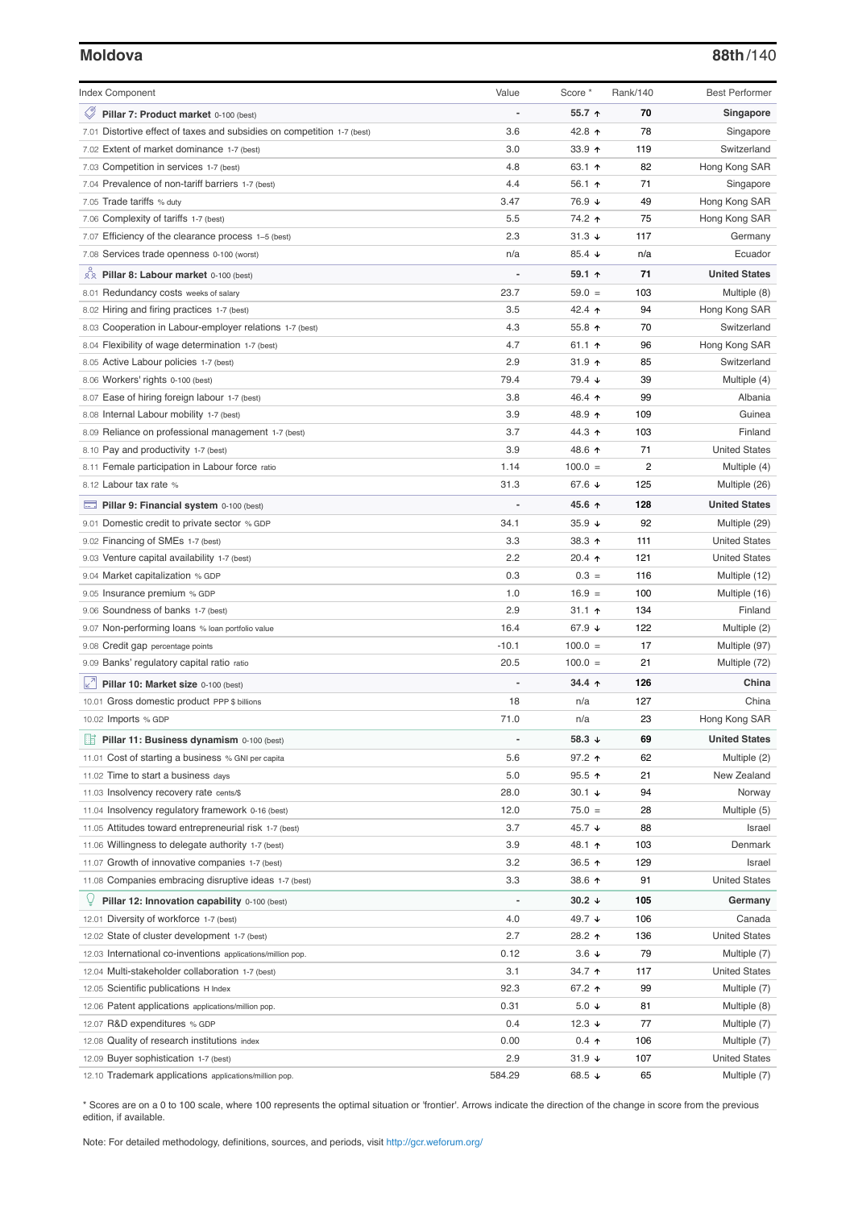## Moldova

**88th**/140

| Index Component | Value | Score * | Rank/140 | Best Performer |
|---|---|---|---|---|
| **Pillar 7: Product market** 0-100 (best) | - | **55.7 ↑** | **70** | **Singapore** |
| 7.01 Distortive effect of taxes and subsidies on competition 1-7 (best) | 3.6 | 42.8 ↑ | 78 | Singapore |
| 7.02 Extent of market dominance 1-7 (best) | 3.0 | 33.9 ↑ | 119 | Switzerland |
| 7.03 Competition in services 1-7 (best) | 4.8 | 63.1 ↑ | 82 | Hong Kong SAR |
| 7.04 Prevalence of non-tariff barriers 1-7 (best) | 4.4 | 56.1 ↑ | 71 | Singapore |
| 7.05 Trade tariffs % duty | 3.47 | 76.9 ↓ | 49 | Hong Kong SAR |
| 7.06 Complexity of tariffs 1-7 (best) | 5.5 | 74.2 ↑ | 75 | Hong Kong SAR |
| 7.07 Efficiency of the clearance process 1–5 (best) | 2.3 | 31.3 ↓ | 117 | Germany |
| 7.08 Services trade openness 0-100 (worst) | n/a | 85.4 ↓ | n/a | Ecuador |
| **Pillar 8: Labour market** 0-100 (best) | - | **59.1 ↑** | **71** | **United States** |
| 8.01 Redundancy costs weeks of salary | 23.7 | 59.0 = | 103 | Multiple (8) |
| 8.02 Hiring and firing practices 1-7 (best) | 3.5 | 42.4 ↑ | 94 | Hong Kong SAR |
| 8.03 Cooperation in Labour-employer relations 1-7 (best) | 4.3 | 55.8 ↑ | 70 | Switzerland |
| 8.04 Flexibility of wage determination 1-7 (best) | 4.7 | 61.1 ↑ | 96 | Hong Kong SAR |
| 8.05 Active Labour policies 1-7 (best) | 2.9 | 31.9 ↑ | 85 | Switzerland |
| 8.06 Workers' rights 0-100 (best) | 79.4 | 79.4 ↓ | 39 | Multiple (4) |
| 8.07 Ease of hiring foreign labour 1-7 (best) | 3.8 | 46.4 ↑ | 99 | Albania |
| 8.08 Internal Labour mobility 1-7 (best) | 3.9 | 48.9 ↑ | 109 | Guinea |
| 8.09 Reliance on professional management 1-7 (best) | 3.7 | 44.3 ↑ | 103 | Finland |
| 8.10 Pay and productivity 1-7 (best) | 3.9 | 48.6 ↑ | 71 | United States |
| 8.11 Female participation in Labour force ratio | 1.14 | 100.0 = | 2 | Multiple (4) |
| 8.12 Labour tax rate % | 31.3 | 67.6 ↓ | 125 | Multiple (26) |
| **Pillar 9: Financial system** 0-100 (best) | - | **45.6 ↑** | **128** | **United States** |
| 9.01 Domestic credit to private sector % GDP | 34.1 | 35.9 ↓ | 92 | Multiple (29) |
| 9.02 Financing of SMEs 1-7 (best) | 3.3 | 38.3 ↑ | 111 | United States |
| 9.03 Venture capital availability 1-7 (best) | 2.2 | 20.4 ↑ | 121 | United States |
| 9.04 Market capitalization % GDP | 0.3 | 0.3 = | 116 | Multiple (12) |
| 9.05 Insurance premium % GDP | 1.0 | 16.9 = | 100 | Multiple (16) |
| 9.06 Soundness of banks 1-7 (best) | 2.9 | 31.1 ↑ | 134 | Finland |
| 9.07 Non-performing loans % loan portfolio value | 16.4 | 67.9 ↓ | 122 | Multiple (2) |
| 9.08 Credit gap percentage points | -10.1 | 100.0 = | 17 | Multiple (97) |
| 9.09 Banks' regulatory capital ratio ratio | 20.5 | 100.0 = | 21 | Multiple (72) |
| **Pillar 10: Market size** 0-100 (best) | - | **34.4 ↑** | **126** | **China** |
| 10.01 Gross domestic product PPP $ billions | 18 | n/a | 127 | China |
| 10.02 Imports % GDP | 71.0 | n/a | 23 | Hong Kong SAR |
| **Pillar 11: Business dynamism** 0-100 (best) | - | **58.3 ↓** | **69** | **United States** |
| 11.01 Cost of starting a business % GNI per capita | 5.6 | 97.2 ↑ | 62 | Multiple (2) |
| 11.02 Time to start a business days | 5.0 | 95.5 ↑ | 21 | New Zealand |
| 11.03 Insolvency recovery rate cents/$ | 28.0 | 30.1 ↓ | 94 | Norway |
| 11.04 Insolvency regulatory framework 0-16 (best) | 12.0 | 75.0 = | 28 | Multiple (5) |
| 11.05 Attitudes toward entrepreneurial risk 1-7 (best) | 3.7 | 45.7 ↓ | 88 | Israel |
| 11.06 Willingness to delegate authority 1-7 (best) | 3.9 | 48.1 ↑ | 103 | Denmark |
| 11.07 Growth of innovative companies 1-7 (best) | 3.2 | 36.5 ↑ | 129 | Israel |
| 11.08 Companies embracing disruptive ideas 1-7 (best) | 3.3 | 38.6 ↑ | 91 | United States |
| **Pillar 12: Innovation capability** 0-100 (best) | - | **30.2 ↓** | **105** | **Germany** |
| 12.01 Diversity of workforce 1-7 (best) | 4.0 | 49.7 ↓ | 106 | Canada |
| 12.02 State of cluster development 1-7 (best) | 2.7 | 28.2 ↑ | 136 | United States |
| 12.03 International co-inventions applications/million pop. | 0.12 | 3.6 ↓ | 79 | Multiple (7) |
| 12.04 Multi-stakeholder collaboration 1-7 (best) | 3.1 | 34.7 ↑ | 117 | United States |
| 12.05 Scientific publications H Index | 92.3 | 67.2 ↑ | 99 | Multiple (7) |
| 12.06 Patent applications applications/million pop. | 0.31 | 5.0 ↓ | 81 | Multiple (8) |
| 12.07 R&D expenditures % GDP | 0.4 | 12.3 ↓ | 77 | Multiple (7) |
| 12.08 Quality of research institutions index | 0.00 | 0.4 ↑ | 106 | Multiple (7) |
| 12.09 Buyer sophistication 1-7 (best) | 2.9 | 31.9 ↓ | 107 | United States |
| 12.10 Trademark applications applications/million pop. | 584.29 | 68.5 ↓ | 65 | Multiple (7) |

* Scores are on a 0 to 100 scale, where 100 represents the optimal situation or 'frontier'. Arrows indicate the direction of the change in score from the previous edition, if available.

Note: For detailed methodology, definitions, sources, and periods, visit http://gcr.weforum.org/